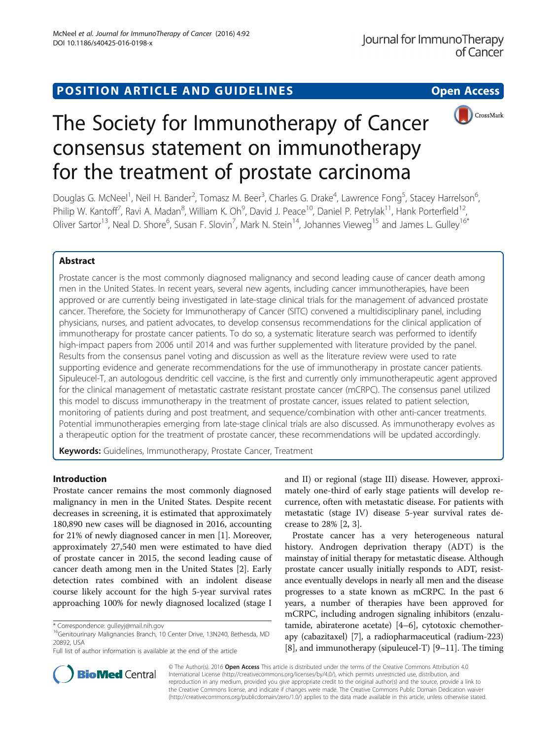POSITION ARTICLE AND GUIDELINES **Open Access**

# The Society for Immunotherapy of Cancer consensus statement on immunotherapy for the treatment of prostate carcinoma

Douglas G. McNeel[1], Neil H. Bander[2], Tomasz M. Beer[3], Charles G. Drake[4], Lawrence Fong[5], Stacey Harrelson[6], Philip W. Kantoff[7], Ravi A. Madan[8], William K. Oh[9], David J. Peace[10], Daniel P. Petrylak[11], Hank Porterfield[12], Oliver Sartor[13], Neal D. Shore[6], Susan F. Slovin[7], Mark N. Stein[14], Johannes Vieweg[15] and James L. Gulley[16*]

## Abstract

Prostate cancer is the most commonly diagnosed malignancy and second leading cause of cancer death among men in the United States. In recent years, several new agents, including cancer immunotherapies, have been approved or are currently being investigated in late-stage clinical trials for the management of advanced prostate cancer. Therefore, the Society for Immunotherapy of Cancer (SITC) convened a multidisciplinary panel, including physicians, nurses, and patient advocates, to develop consensus recommendations for the clinical application of immunotherapy for prostate cancer patients. To do so, a systematic literature search was performed to identify high-impact papers from 2006 until 2014 and was further supplemented with literature provided by the panel. Results from the consensus panel voting and discussion as well as the literature review were used to rate supporting evidence and generate recommendations for the use of immunotherapy in prostate cancer patients. Sipuleucel-T, an autologous dendritic cell vaccine, is the first and currently only immunotherapeutic agent approved for the clinical management of metastatic castrate resistant prostate cancer (mCRPC). The consensus panel utilized this model to discuss immunotherapy in the treatment of prostate cancer, issues related to patient selection, monitoring of patients during and post treatment, and sequence/combination with other anti-cancer treatments. Potential immunotherapies emerging from late-stage clinical trials are also discussed. As immunotherapy evolves as a therapeutic option for the treatment of prostate cancer, these recommendations will be updated accordingly.

**Keywords:** Guidelines, Immunotherapy, Prostate Cancer, Treatment

## Introduction

Prostate cancer remains the most commonly diagnosed malignancy in men in the United States. Despite recent decreases in screening, it is estimated that approximately 180,890 new cases will be diagnosed in 2016, accounting for 21% of newly diagnosed cancer in men [1]. Moreover, approximately 27,540 men were estimated to have died of prostate cancer in 2015, the second leading cause of cancer death among men in the United States [2]. Early detection rates combined with an indolent disease course likely account for the high 5-year survival rates approaching 100% for newly diagnosed localized (stage I and II) or regional (stage III) disease. However, approximately one-third of early stage patients will develop recurrence, often with metastatic disease. For patients with metastatic (stage IV) disease 5-year survival rates decrease to 28% [2, 3].

Prostate cancer has a very heterogeneous natural history. Androgen deprivation therapy (ADT) is the mainstay of initial therapy for metastatic disease. Although prostate cancer usually initially responds to ADT, resistance eventually develops in nearly all men and the disease progresses to a state known as mCRPC. In the past 6 years, a number of therapies have been approved for mCRPC, including androgen signaling inhibitors (enzalutamide, abiraterone acetate) [4–6], cytotoxic chemotherapy (cabazitaxel) [7], a radiopharmaceutical (radium-223) [8], and immunotherapy (sipuleucel-T) [9–11]. The timing

\* Correspondence: gulleyj@mail.nih.gov
[16]Genitourinary Malignancies Branch, 10 Center Drive, 13N240, Bethesda, MD 20892, USA
Full list of author information is available at the end of the article

© The Author(s). 2016 **Open Access** This article is distributed under the terms of the Creative Commons Attribution 4.0 International License (http://creativecommons.org/licenses/by/4.0/), which permits unrestricted use, distribution, and reproduction in any medium, provided you give appropriate credit to the original author(s) and the source, provide a link to the Creative Commons license, and indicate if changes were made. The Creative Commons Public Domain Dedication waiver (http://creativecommons.org/publicdomain/zero/1.0/) applies to the data made available in this article, unless otherwise stated.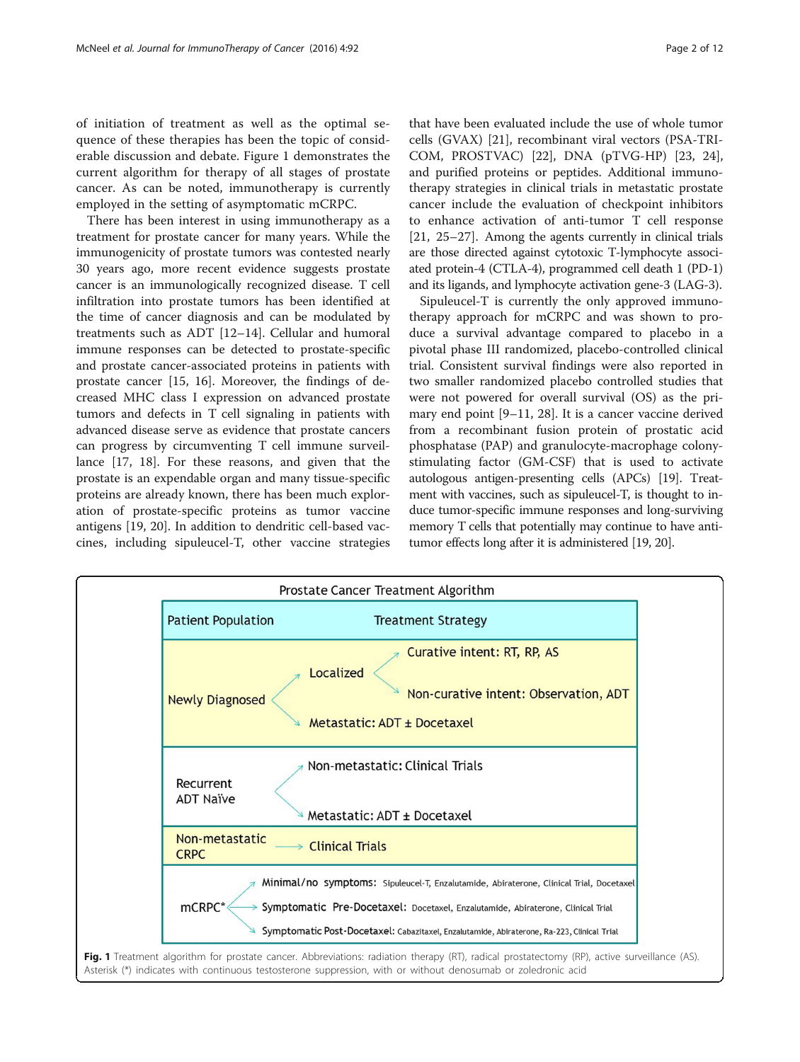of initiation of treatment as well as the optimal sequence of these therapies has been the topic of considerable discussion and debate. Figure 1 demonstrates the current algorithm for therapy of all stages of prostate cancer. As can be noted, immunotherapy is currently employed in the setting of asymptomatic mCRPC.

There has been interest in using immunotherapy as a treatment for prostate cancer for many years. While the immunogenicity of prostate tumors was contested nearly 30 years ago, more recent evidence suggests prostate cancer is an immunologically recognized disease. T cell infiltration into prostate tumors has been identified at the time of cancer diagnosis and can be modulated by treatments such as ADT [12–14]. Cellular and humoral immune responses can be detected to prostate-specific and prostate cancer-associated proteins in patients with prostate cancer [15, 16]. Moreover, the findings of decreased MHC class I expression on advanced prostate tumors and defects in T cell signaling in patients with advanced disease serve as evidence that prostate cancers can progress by circumventing T cell immune surveillance [17, 18]. For these reasons, and given that the prostate is an expendable organ and many tissue-specific proteins are already known, there has been much exploration of prostate-specific proteins as tumor vaccine antigens [19, 20]. In addition to dendritic cell-based vaccines, including sipuleucel-T, other vaccine strategies that have been evaluated include the use of whole tumor cells (GVAX) [21], recombinant viral vectors (PSA-TRICOM, PROSTVAC) [22], DNA (pTVG-HP) [23, 24], and purified proteins or peptides. Additional immunotherapy strategies in clinical trials in metastatic prostate cancer include the evaluation of checkpoint inhibitors to enhance activation of anti-tumor T cell response [21, 25–27]. Among the agents currently in clinical trials are those directed against cytotoxic T-lymphocyte associated protein-4 (CTLA-4), programmed cell death 1 (PD-1) and its ligands, and lymphocyte activation gene-3 (LAG-3).

Sipuleucel-T is currently the only approved immunotherapy approach for mCRPC and was shown to produce a survival advantage compared to placebo in a pivotal phase III randomized, placebo-controlled clinical trial. Consistent survival findings were also reported in two smaller randomized placebo controlled studies that were not powered for overall survival (OS) as the primary end point [9–11, 28]. It is a cancer vaccine derived from a recombinant fusion protein of prostatic acid phosphatase (PAP) and granulocyte-macrophage colony-stimulating factor (GM-CSF) that is used to activate autologous antigen-presenting cells (APCs) [19]. Treatment with vaccines, such as sipuleucel-T, is thought to induce tumor-specific immune responses and long-surviving memory T cells that potentially may continue to have anti-tumor effects long after it is administered [19, 20].

**Prostate Cancer Treatment Algorithm**

| Patient Population | | Treatment Strategy |
|---|---|---|
| Newly Diagnosed | Localized | Curative intent: RT, RP, AS |
| | | Non-curative intent: Observation, ADT |
| | Metastatic: ADT ± Docetaxel | |
| Recurrent ADT Naïve | Non-metastatic: Clinical Trials | |
| | Metastatic: ADT ± Docetaxel | |
| Non-metastatic CRPC | Clinical Trials | |
| mCRPC* | Minimal/no symptoms: | Sipuleucel-T, Enzalutamide, Abiraterone, Clinical Trial, Docetaxel |
| | Symptomatic Pre-Docetaxel: | Docetaxel, Enzalutamide, Abiraterone, Clinical Trial |
| | Symptomatic Post-Docetaxel: | Cabazitaxel, Enzalutamide, Abiraterone, Ra-223, Clinical Trial |

**Fig. 1** Treatment algorithm for prostate cancer. Abbreviations: radiation therapy (RT), radical prostatectomy (RP), active surveillance (AS). Asterisk (*) indicates with continuous testosterone suppression, with or without denosumab or zoledronic acid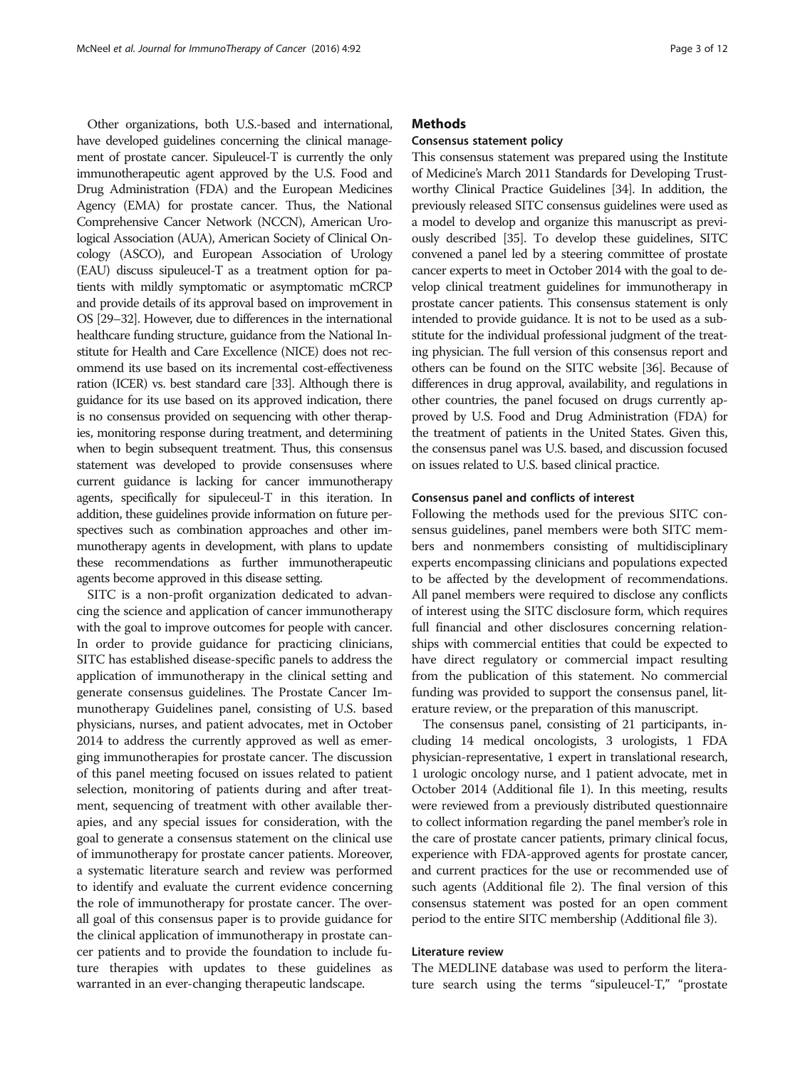Other organizations, both U.S.-based and international, have developed guidelines concerning the clinical management of prostate cancer. Sipuleucel-T is currently the only immunotherapeutic agent approved by the U.S. Food and Drug Administration (FDA) and the European Medicines Agency (EMA) for prostate cancer. Thus, the National Comprehensive Cancer Network (NCCN), American Urological Association (AUA), American Society of Clinical Oncology (ASCO), and European Association of Urology (EAU) discuss sipuleucel-T as a treatment option for patients with mildly symptomatic or asymptomatic mCRCP and provide details of its approval based on improvement in OS [29–32]. However, due to differences in the international healthcare funding structure, guidance from the National Institute for Health and Care Excellence (NICE) does not recommend its use based on its incremental cost-effectiveness ration (ICER) vs. best standard care [33]. Although there is guidance for its use based on its approved indication, there is no consensus provided on sequencing with other therapies, monitoring response during treatment, and determining when to begin subsequent treatment. Thus, this consensus statement was developed to provide consensuses where current guidance is lacking for cancer immunotherapy agents, specifically for sipuleceul-T in this iteration. In addition, these guidelines provide information on future perspectives such as combination approaches and other immunotherapy agents in development, with plans to update these recommendations as further immunotherapeutic agents become approved in this disease setting.

SITC is a non-profit organization dedicated to advancing the science and application of cancer immunotherapy with the goal to improve outcomes for people with cancer. In order to provide guidance for practicing clinicians, SITC has established disease-specific panels to address the application of immunotherapy in the clinical setting and generate consensus guidelines. The Prostate Cancer Immunotherapy Guidelines panel, consisting of U.S. based physicians, nurses, and patient advocates, met in October 2014 to address the currently approved as well as emerging immunotherapies for prostate cancer. The discussion of this panel meeting focused on issues related to patient selection, monitoring of patients during and after treatment, sequencing of treatment with other available therapies, and any special issues for consideration, with the goal to generate a consensus statement on the clinical use of immunotherapy for prostate cancer patients. Moreover, a systematic literature search and review was performed to identify and evaluate the current evidence concerning the role of immunotherapy for prostate cancer. The overall goal of this consensus paper is to provide guidance for the clinical application of immunotherapy in prostate cancer patients and to provide the foundation to include future therapies with updates to these guidelines as warranted in an ever-changing therapeutic landscape.

## Methods

### Consensus statement policy

This consensus statement was prepared using the Institute of Medicine's March 2011 Standards for Developing Trustworthy Clinical Practice Guidelines [34]. In addition, the previously released SITC consensus guidelines were used as a model to develop and organize this manuscript as previously described [35]. To develop these guidelines, SITC convened a panel led by a steering committee of prostate cancer experts to meet in October 2014 with the goal to develop clinical treatment guidelines for immunotherapy in prostate cancer patients. This consensus statement is only intended to provide guidance. It is not to be used as a substitute for the individual professional judgment of the treating physician. The full version of this consensus report and others can be found on the SITC website [36]. Because of differences in drug approval, availability, and regulations in other countries, the panel focused on drugs currently approved by U.S. Food and Drug Administration (FDA) for the treatment of patients in the United States. Given this, the consensus panel was U.S. based, and discussion focused on issues related to U.S. based clinical practice.

### Consensus panel and conflicts of interest

Following the methods used for the previous SITC consensus guidelines, panel members were both SITC members and nonmembers consisting of multidisciplinary experts encompassing clinicians and populations expected to be affected by the development of recommendations. All panel members were required to disclose any conflicts of interest using the SITC disclosure form, which requires full financial and other disclosures concerning relationships with commercial entities that could be expected to have direct regulatory or commercial impact resulting from the publication of this statement. No commercial funding was provided to support the consensus panel, literature review, or the preparation of this manuscript.

The consensus panel, consisting of 21 participants, including 14 medical oncologists, 3 urologists, 1 FDA physician-representative, 1 expert in translational research, 1 urologic oncology nurse, and 1 patient advocate, met in October 2014 (Additional file 1). In this meeting, results were reviewed from a previously distributed questionnaire to collect information regarding the panel member's role in the care of prostate cancer patients, primary clinical focus, experience with FDA-approved agents for prostate cancer, and current practices for the use or recommended use of such agents (Additional file 2). The final version of this consensus statement was posted for an open comment period to the entire SITC membership (Additional file 3).

### Literature review

The MEDLINE database was used to perform the literature search using the terms "sipuleucel-T," "prostate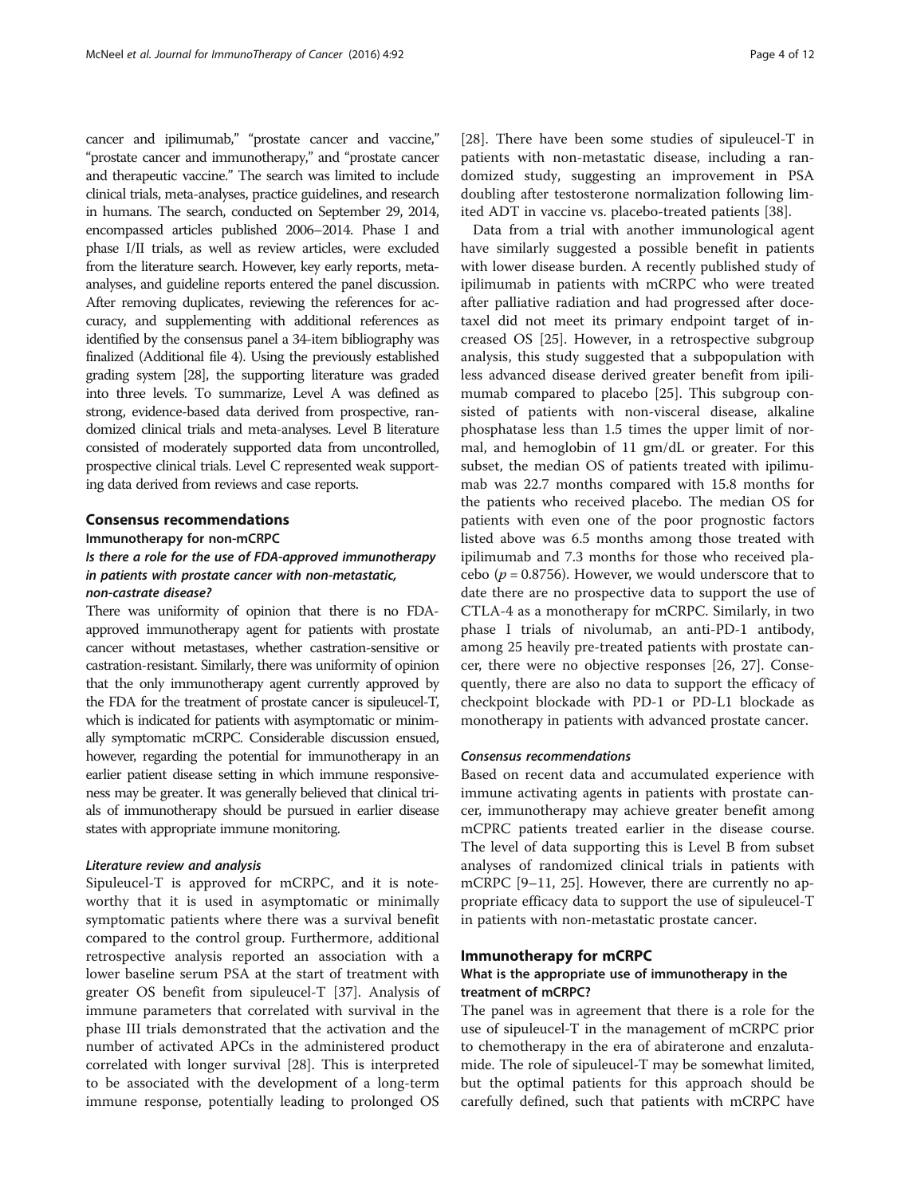cancer and ipilimumab," "prostate cancer and vaccine," "prostate cancer and immunotherapy," and "prostate cancer and therapeutic vaccine." The search was limited to include clinical trials, meta-analyses, practice guidelines, and research in humans. The search, conducted on September 29, 2014, encompassed articles published 2006–2014. Phase I and phase I/II trials, as well as review articles, were excluded from the literature search. However, key early reports, meta-analyses, and guideline reports entered the panel discussion. After removing duplicates, reviewing the references for accuracy, and supplementing with additional references as identified by the consensus panel a 34-item bibliography was finalized (Additional file 4). Using the previously established grading system [28], the supporting literature was graded into three levels. To summarize, Level A was defined as strong, evidence-based data derived from prospective, randomized clinical trials and meta-analyses. Level B literature consisted of moderately supported data from uncontrolled, prospective clinical trials. Level C represented weak supporting data derived from reviews and case reports.

## Consensus recommendations

### Immunotherapy for non-mCRPC

#### *Is there a role for the use of FDA-approved immunotherapy in patients with prostate cancer with non-metastatic, non-castrate disease?*

There was uniformity of opinion that there is no FDA-approved immunotherapy agent for patients with prostate cancer without metastases, whether castration-sensitive or castration-resistant. Similarly, there was uniformity of opinion that the only immunotherapy agent currently approved by the FDA for the treatment of prostate cancer is sipuleucel-T, which is indicated for patients with asymptomatic or minimally symptomatic mCRPC. Considerable discussion ensued, however, regarding the potential for immunotherapy in an earlier patient disease setting in which immune responsiveness may be greater. It was generally believed that clinical trials of immunotherapy should be pursued in earlier disease states with appropriate immune monitoring.

##### *Literature review and analysis*

Sipuleucel-T is approved for mCRPC, and it is noteworthy that it is used in asymptomatic or minimally symptomatic patients where there was a survival benefit compared to the control group. Furthermore, additional retrospective analysis reported an association with a lower baseline serum PSA at the start of treatment with greater OS benefit from sipuleucel-T [37]. Analysis of immune parameters that correlated with survival in the phase III trials demonstrated that the activation and the number of activated APCs in the administered product correlated with longer survival [28]. This is interpreted to be associated with the development of a long-term immune response, potentially leading to prolonged OS [28]. There have been some studies of sipuleucel-T in patients with non-metastatic disease, including a randomized study, suggesting an improvement in PSA doubling after testosterone normalization following limited ADT in vaccine vs. placebo-treated patients [38].

Data from a trial with another immunological agent have similarly suggested a possible benefit in patients with lower disease burden. A recently published study of ipilimumab in patients with mCRPC who were treated after palliative radiation and had progressed after docetaxel did not meet its primary endpoint target of increased OS [25]. However, in a retrospective subgroup analysis, this study suggested that a subpopulation with less advanced disease derived greater benefit from ipilimumab compared to placebo [25]. This subgroup consisted of patients with non-visceral disease, alkaline phosphatase less than 1.5 times the upper limit of normal, and hemoglobin of 11 gm/dL or greater. For this subset, the median OS of patients treated with ipilimumab was 22.7 months compared with 15.8 months for the patients who received placebo. The median OS for patients with even one of the poor prognostic factors listed above was 6.5 months among those treated with ipilimumab and 7.3 months for those who received placebo ($p = 0.8756$). However, we would underscore that to date there are no prospective data to support the use of CTLA-4 as a monotherapy for mCRPC. Similarly, in two phase I trials of nivolumab, an anti-PD-1 antibody, among 25 heavily pre-treated patients with prostate cancer, there were no objective responses [26, 27]. Consequently, there are also no data to support the efficacy of checkpoint blockade with PD-1 or PD-L1 blockade as monotherapy in patients with advanced prostate cancer.

##### *Consensus recommendations*

Based on recent data and accumulated experience with immune activating agents in patients with prostate cancer, immunotherapy may achieve greater benefit among mCPRC patients treated earlier in the disease course. The level of data supporting this is Level B from subset analyses of randomized clinical trials in patients with mCRPC [9–11, 25]. However, there are currently no appropriate efficacy data to support the use of sipuleucel-T in patients with non-metastatic prostate cancer.

### Immunotherapy for mCRPC

#### What is the appropriate use of immunotherapy in the treatment of mCRPC?

The panel was in agreement that there is a role for the use of sipuleucel-T in the management of mCRPC prior to chemotherapy in the era of abiraterone and enzalutamide. The role of sipuleucel-T may be somewhat limited, but the optimal patients for this approach should be carefully defined, such that patients with mCRPC have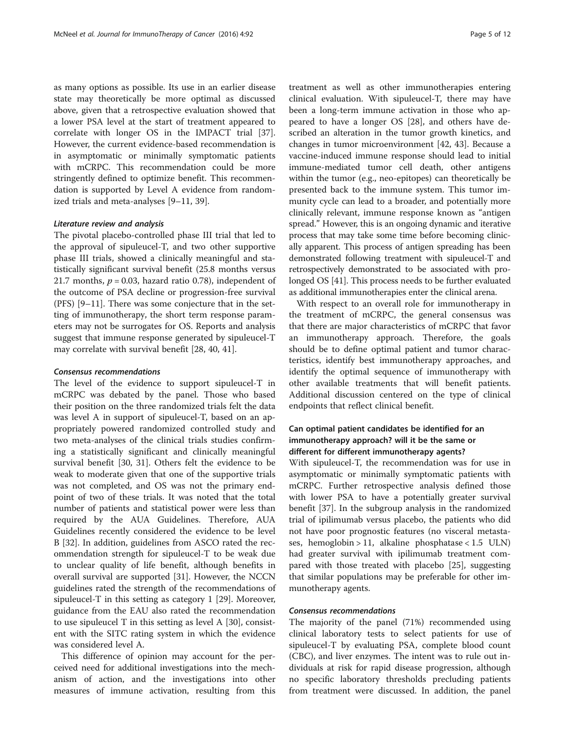as many options as possible. Its use in an earlier disease state may theoretically be more optimal as discussed above, given that a retrospective evaluation showed that a lower PSA level at the start of treatment appeared to correlate with longer OS in the IMPACT trial [37]. However, the current evidence-based recommendation is in asymptomatic or minimally symptomatic patients with mCRPC. This recommendation could be more stringently defined to optimize benefit. This recommendation is supported by Level A evidence from randomized trials and meta-analyses [9–11, 39].

#### *Literature review and analysis*

The pivotal placebo-controlled phase III trial that led to the approval of sipuleucel-T, and two other supportive phase III trials, showed a clinically meaningful and statistically significant survival benefit (25.8 months versus 21.7 months, $p = 0.03$, hazard ratio 0.78), independent of the outcome of PSA decline or progression-free survival (PFS) [9–11]. There was some conjecture that in the setting of immunotherapy, the short term response parameters may not be surrogates for OS. Reports and analysis suggest that immune response generated by sipuleucel-T may correlate with survival benefit [28, 40, 41].

#### *Consensus recommendations*

The level of the evidence to support sipuleucel-T in mCRPC was debated by the panel. Those who based their position on the three randomized trials felt the data was level A in support of sipuleucel-T, based on an appropriately powered randomized controlled study and two meta-analyses of the clinical trials studies confirming a statistically significant and clinically meaningful survival benefit [30, 31]. Others felt the evidence to be weak to moderate given that one of the supportive trials was not completed, and OS was not the primary endpoint of two of these trials. It was noted that the total number of patients and statistical power were less than required by the AUA Guidelines. Therefore, AUA Guidelines recently considered the evidence to be level B [32]. In addition, guidelines from ASCO rated the recommendation strength for sipuleucel-T to be weak due to unclear quality of life benefit, although benefits in overall survival are supported [31]. However, the NCCN guidelines rated the strength of the recommendations of sipuleucel-T in this setting as category 1 [29]. Moreover, guidance from the EAU also rated the recommendation to use sipuleucel T in this setting as level A [30], consistent with the SITC rating system in which the evidence was considered level A.

This difference of opinion may account for the perceived need for additional investigations into the mechanism of action, and the investigations into other measures of immune activation, resulting from this treatment as well as other immunotherapies entering clinical evaluation. With sipuleucel-T, there may have been a long-term immune activation in those who appeared to have a longer OS [28], and others have described an alteration in the tumor growth kinetics, and changes in tumor microenvironment [42, 43]. Because a vaccine-induced immune response should lead to initial immune-mediated tumor cell death, other antigens within the tumor (e.g., neo-epitopes) can theoretically be presented back to the immune system. This tumor immunity cycle can lead to a broader, and potentially more clinically relevant, immune response known as "antigen spread." However, this is an ongoing dynamic and iterative process that may take some time before becoming clinically apparent. This process of antigen spreading has been demonstrated following treatment with sipuleucel-T and retrospectively demonstrated to be associated with prolonged OS [41]. This process needs to be further evaluated as additional immunotherapies enter the clinical arena.

With respect to an overall role for immunotherapy in the treatment of mCRPC, the general consensus was that there are major characteristics of mCRPC that favor an immunotherapy approach. Therefore, the goals should be to define optimal patient and tumor characteristics, identify best immunotherapy approaches, and identify the optimal sequence of immunotherapy with other available treatments that will benefit patients. Additional discussion centered on the type of clinical endpoints that reflect clinical benefit.

### Can optimal patient candidates be identified for an immunotherapy approach? will it be the same or different for different immunotherapy agents?

With sipuleucel-T, the recommendation was for use in asymptomatic or minimally symptomatic patients with mCRPC. Further retrospective analysis defined those with lower PSA to have a potentially greater survival benefit [37]. In the subgroup analysis in the randomized trial of ipilimumab versus placebo, the patients who did not have poor prognostic features (no visceral metastases, hemoglobin > 11, alkaline phosphatase < 1.5 ULN) had greater survival with ipilimumab treatment compared with those treated with placebo [25], suggesting that similar populations may be preferable for other immunotherapy agents.

#### *Consensus recommendations*

The majority of the panel (71%) recommended using clinical laboratory tests to select patients for use of sipuleucel-T by evaluating PSA, complete blood count (CBC), and liver enzymes. The intent was to rule out individuals at risk for rapid disease progression, although no specific laboratory thresholds precluding patients from treatment were discussed. In addition, the panel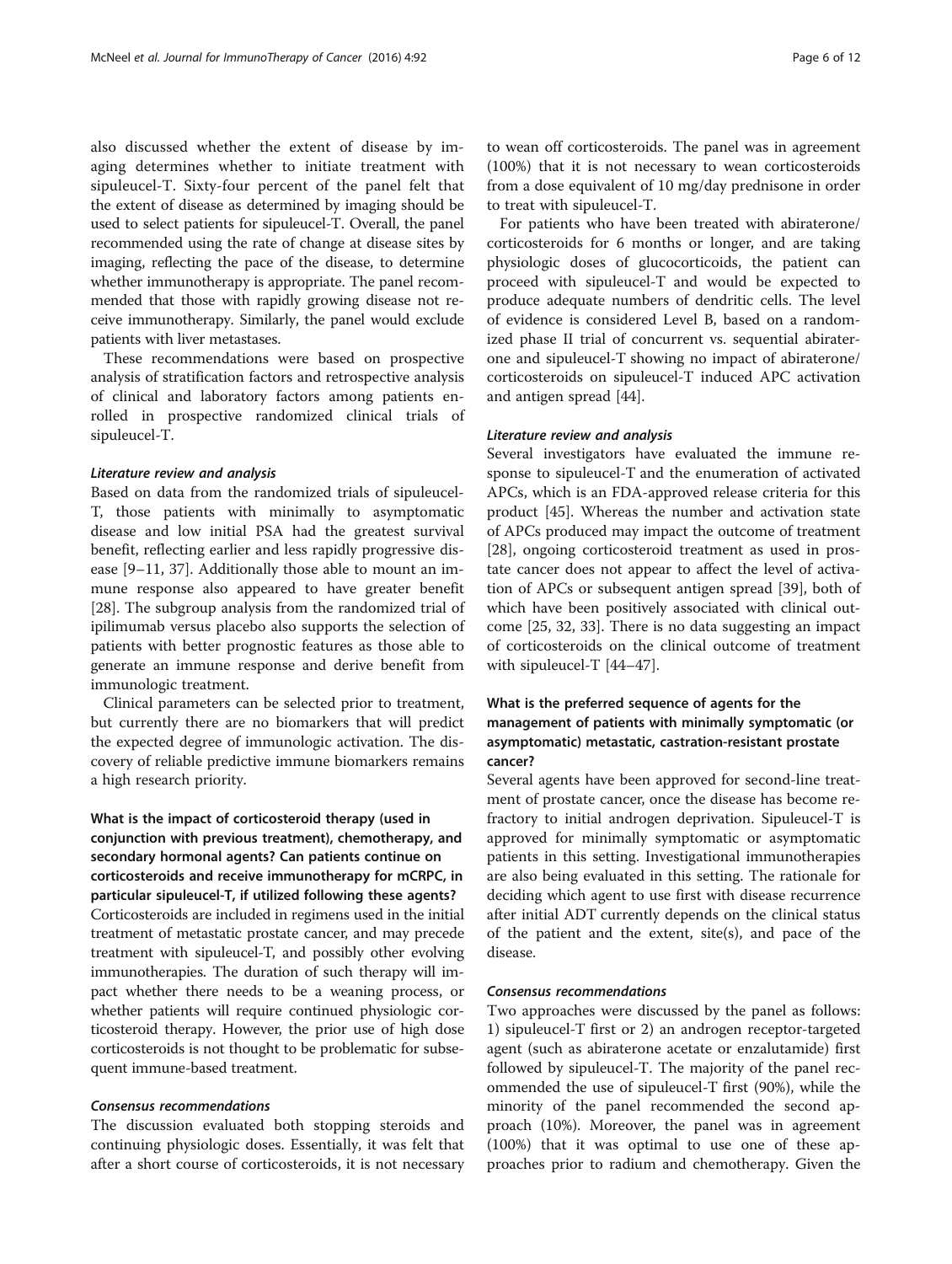also discussed whether the extent of disease by imaging determines whether to initiate treatment with sipuleucel-T. Sixty-four percent of the panel felt that the extent of disease as determined by imaging should be used to select patients for sipuleucel-T. Overall, the panel recommended using the rate of change at disease sites by imaging, reflecting the pace of the disease, to determine whether immunotherapy is appropriate. The panel recommended that those with rapidly growing disease not receive immunotherapy. Similarly, the panel would exclude patients with liver metastases.

These recommendations were based on prospective analysis of stratification factors and retrospective analysis of clinical and laboratory factors among patients enrolled in prospective randomized clinical trials of sipuleucel-T.

#### *Literature review and analysis*

Based on data from the randomized trials of sipuleucel-T, those patients with minimally to asymptomatic disease and low initial PSA had the greatest survival benefit, reflecting earlier and less rapidly progressive disease [9–11, 37]. Additionally those able to mount an immune response also appeared to have greater benefit [28]. The subgroup analysis from the randomized trial of ipilimumab versus placebo also supports the selection of patients with better prognostic features as those able to generate an immune response and derive benefit from immunologic treatment.

Clinical parameters can be selected prior to treatment, but currently there are no biomarkers that will predict the expected degree of immunologic activation. The discovery of reliable predictive immune biomarkers remains a high research priority.

### What is the impact of corticosteroid therapy (used in conjunction with previous treatment), chemotherapy, and secondary hormonal agents? Can patients continue on corticosteroids and receive immunotherapy for mCRPC, in particular sipuleucel-T, if utilized following these agents?

Corticosteroids are included in regimens used in the initial treatment of metastatic prostate cancer, and may precede treatment with sipuleucel-T, and possibly other evolving immunotherapies. The duration of such therapy will impact whether there needs to be a weaning process, or whether patients will require continued physiologic corticosteroid therapy. However, the prior use of high dose corticosteroids is not thought to be problematic for subsequent immune-based treatment.

#### *Consensus recommendations*

The discussion evaluated both stopping steroids and continuing physiologic doses. Essentially, it was felt that after a short course of corticosteroids, it is not necessary to wean off corticosteroids. The panel was in agreement (100%) that it is not necessary to wean corticosteroids from a dose equivalent of 10 mg/day prednisone in order to treat with sipuleucel-T.

For patients who have been treated with abiraterone/corticosteroids for 6 months or longer, and are taking physiologic doses of glucocorticoids, the patient can proceed with sipuleucel-T and would be expected to produce adequate numbers of dendritic cells. The level of evidence is considered Level B, based on a randomized phase II trial of concurrent vs. sequential abiraterone and sipuleucel-T showing no impact of abiraterone/corticosteroids on sipuleucel-T induced APC activation and antigen spread [44].

#### *Literature review and analysis*

Several investigators have evaluated the immune response to sipuleucel-T and the enumeration of activated APCs, which is an FDA-approved release criteria for this product [45]. Whereas the number and activation state of APCs produced may impact the outcome of treatment [28], ongoing corticosteroid treatment as used in prostate cancer does not appear to affect the level of activation of APCs or subsequent antigen spread [39], both of which have been positively associated with clinical outcome [25, 32, 33]. There is no data suggesting an impact of corticosteroids on the clinical outcome of treatment with sipuleucel-T [44–47].

### What is the preferred sequence of agents for the management of patients with minimally symptomatic (or asymptomatic) metastatic, castration-resistant prostate cancer?

Several agents have been approved for second-line treatment of prostate cancer, once the disease has become refractory to initial androgen deprivation. Sipuleucel-T is approved for minimally symptomatic or asymptomatic patients in this setting. Investigational immunotherapies are also being evaluated in this setting. The rationale for deciding which agent to use first with disease recurrence after initial ADT currently depends on the clinical status of the patient and the extent, site(s), and pace of the disease.

#### *Consensus recommendations*

Two approaches were discussed by the panel as follows: 1) sipuleucel-T first or 2) an androgen receptor-targeted agent (such as abiraterone acetate or enzalutamide) first followed by sipuleucel-T. The majority of the panel recommended the use of sipuleucel-T first (90%), while the minority of the panel recommended the second approach (10%). Moreover, the panel was in agreement (100%) that it was optimal to use one of these approaches prior to radium and chemotherapy. Given the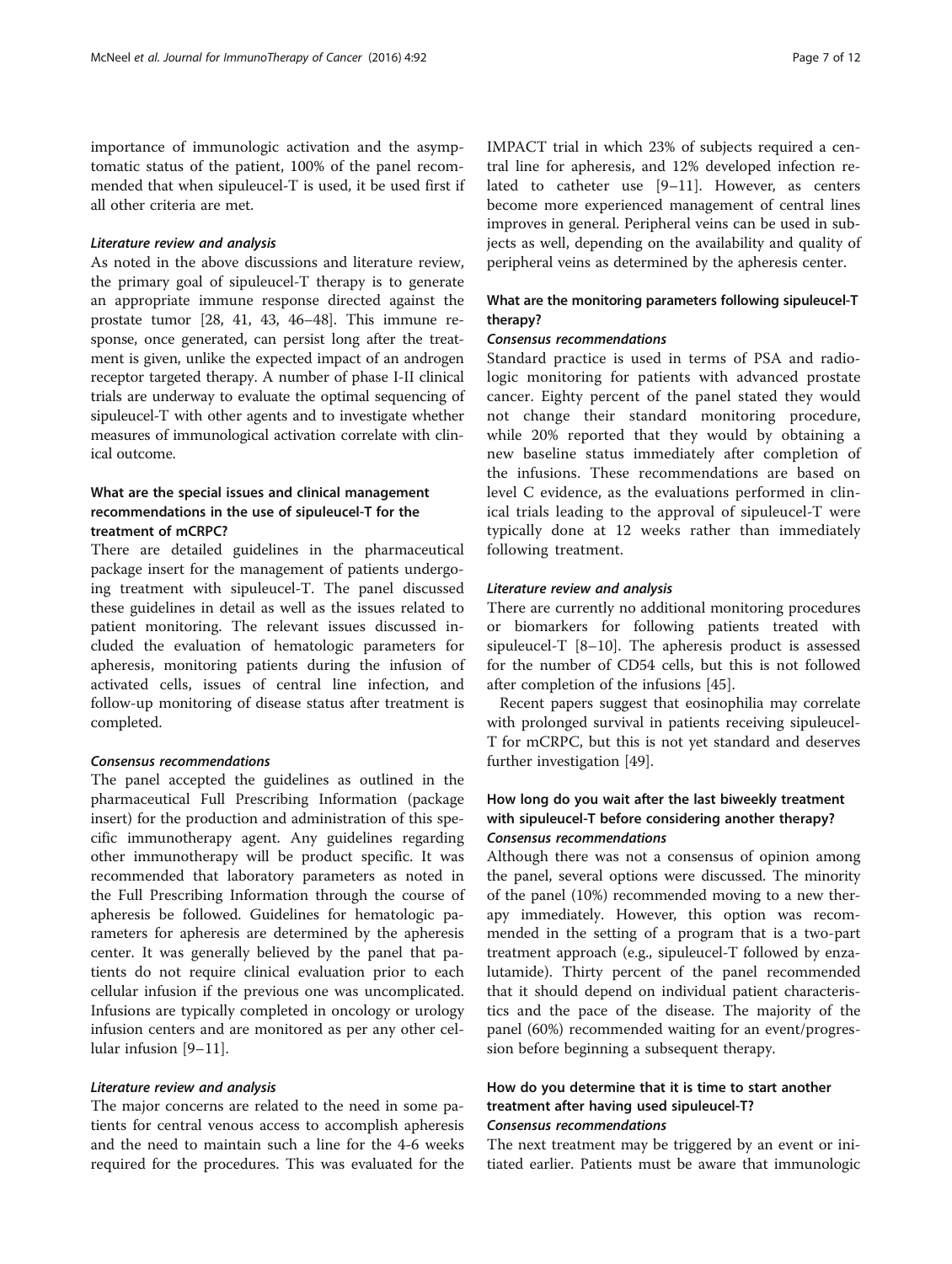importance of immunologic activation and the asymptomatic status of the patient, 100% of the panel recommended that when sipuleucel-T is used, it be used first if all other criteria are met.

#### *Literature review and analysis*

As noted in the above discussions and literature review, the primary goal of sipuleucel-T therapy is to generate an appropriate immune response directed against the prostate tumor [28, 41, 43, 46–48]. This immune response, once generated, can persist long after the treatment is given, unlike the expected impact of an androgen receptor targeted therapy. A number of phase I-II clinical trials are underway to evaluate the optimal sequencing of sipuleucel-T with other agents and to investigate whether measures of immunological activation correlate with clinical outcome.

### What are the special issues and clinical management recommendations in the use of sipuleucel-T for the treatment of mCRPC?

There are detailed guidelines in the pharmaceutical package insert for the management of patients undergoing treatment with sipuleucel-T. The panel discussed these guidelines in detail as well as the issues related to patient monitoring. The relevant issues discussed included the evaluation of hematologic parameters for apheresis, monitoring patients during the infusion of activated cells, issues of central line infection, and follow-up monitoring of disease status after treatment is completed.

#### *Consensus recommendations*

The panel accepted the guidelines as outlined in the pharmaceutical Full Prescribing Information (package insert) for the production and administration of this specific immunotherapy agent. Any guidelines regarding other immunotherapy will be product specific. It was recommended that laboratory parameters as noted in the Full Prescribing Information through the course of apheresis be followed. Guidelines for hematologic parameters for apheresis are determined by the apheresis center. It was generally believed by the panel that patients do not require clinical evaluation prior to each cellular infusion if the previous one was uncomplicated. Infusions are typically completed in oncology or urology infusion centers and are monitored as per any other cellular infusion [9–11].

#### *Literature review and analysis*

The major concerns are related to the need in some patients for central venous access to accomplish apheresis and the need to maintain such a line for the 4-6 weeks required for the procedures. This was evaluated for the IMPACT trial in which 23% of subjects required a central line for apheresis, and 12% developed infection related to catheter use [9–11]. However, as centers become more experienced management of central lines improves in general. Peripheral veins can be used in subjects as well, depending on the availability and quality of peripheral veins as determined by the apheresis center.

### What are the monitoring parameters following sipuleucel-T therapy?

#### *Consensus recommendations*

Standard practice is used in terms of PSA and radiologic monitoring for patients with advanced prostate cancer. Eighty percent of the panel stated they would not change their standard monitoring procedure, while 20% reported that they would by obtaining a new baseline status immediately after completion of the infusions. These recommendations are based on level C evidence, as the evaluations performed in clinical trials leading to the approval of sipuleucel-T were typically done at 12 weeks rather than immediately following treatment.

#### *Literature review and analysis*

There are currently no additional monitoring procedures or biomarkers for following patients treated with sipuleucel-T [8–10]. The apheresis product is assessed for the number of CD54 cells, but this is not followed after completion of the infusions [45].

Recent papers suggest that eosinophilia may correlate with prolonged survival in patients receiving sipuleucel-T for mCRPC, but this is not yet standard and deserves further investigation [49].

### How long do you wait after the last biweekly treatment with sipuleucel-T before considering another therapy?

#### *Consensus recommendations*

Although there was not a consensus of opinion among the panel, several options were discussed. The minority of the panel (10%) recommended moving to a new therapy immediately. However, this option was recommended in the setting of a program that is a two-part treatment approach (e.g., sipuleucel-T followed by enzalutamide). Thirty percent of the panel recommended that it should depend on individual patient characteristics and the pace of the disease. The majority of the panel (60%) recommended waiting for an event/progression before beginning a subsequent therapy.

### How do you determine that it is time to start another treatment after having used sipuleucel-T?

#### *Consensus recommendations*

The next treatment may be triggered by an event or initiated earlier. Patients must be aware that immunologic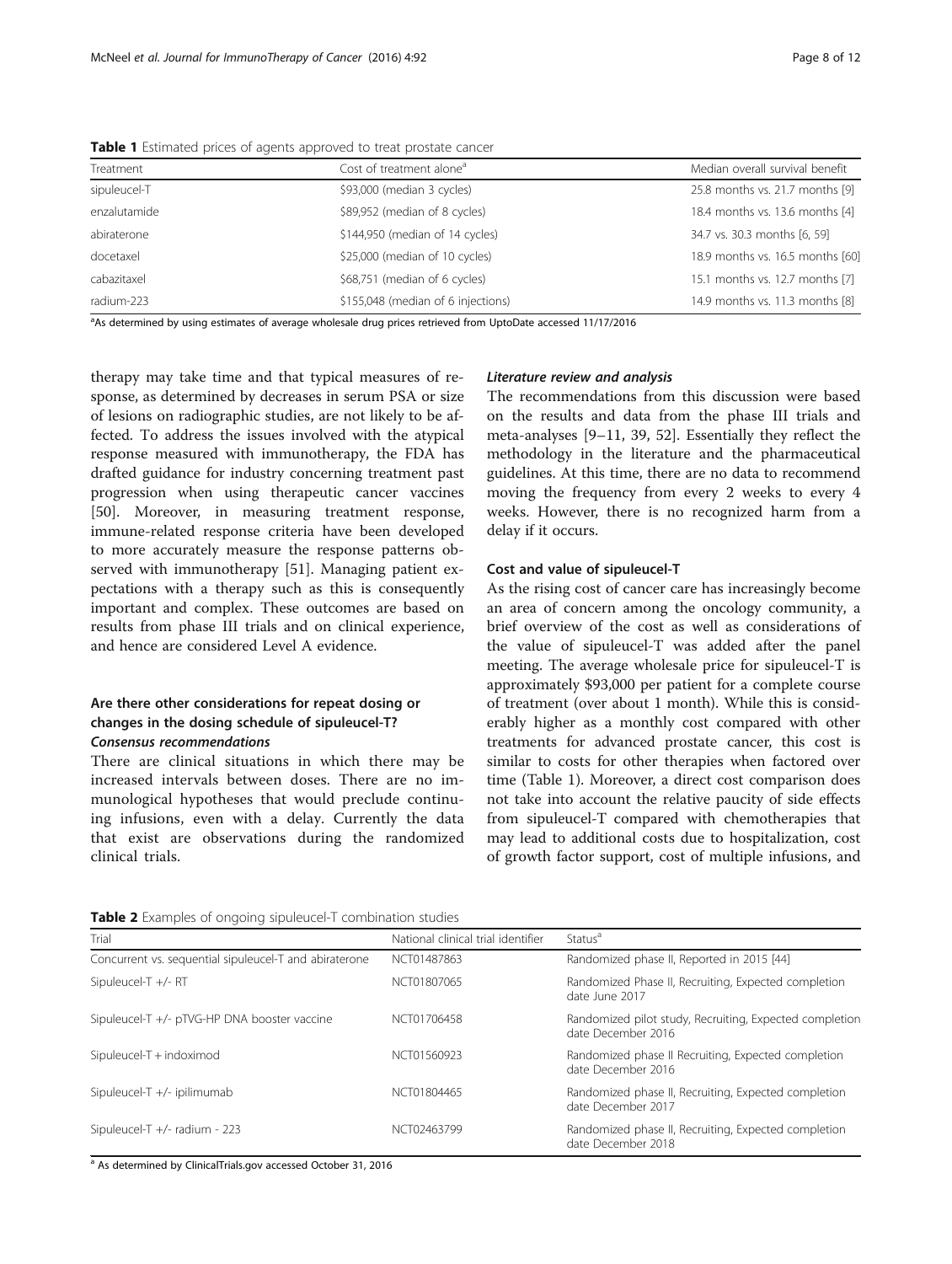**Table 1** Estimated prices of agents approved to treat prostate cancer

| Treatment | Cost of treatment alone[a] | Median overall survival benefit |
| --- | --- | --- |
| sipuleucel-T | $93,000 (median 3 cycles) | 25.8 months vs. 21.7 months [9] |
| enzalutamide | $89,952 (median of 8 cycles) | 18.4 months vs. 13.6 months [4] |
| abiraterone | $144,950 (median of 14 cycles) | 34.7 vs. 30.3 months [6, 59] |
| docetaxel | $25,000 (median of 10 cycles) | 18.9 months vs. 16.5 months [60] |
| cabazitaxel | $68,751 (median of 6 cycles) | 15.1 months vs. 12.7 months [7] |
| radium-223 | $155,048 (median of 6 injections) | 14.9 months vs. 11.3 months [8] |

[a]As determined by using estimates of average wholesale drug prices retrieved from UptoDate accessed 11/17/2016

therapy may take time and that typical measures of response, as determined by decreases in serum PSA or size of lesions on radiographic studies, are not likely to be affected. To address the issues involved with the atypical response measured with immunotherapy, the FDA has drafted guidance for industry concerning treatment past progression when using therapeutic cancer vaccines [50]. Moreover, in measuring treatment response, immune-related response criteria have been developed to more accurately measure the response patterns observed with immunotherapy [51]. Managing patient expectations with a therapy such as this is consequently important and complex. These outcomes are based on results from phase III trials and on clinical experience, and hence are considered Level A evidence.

### Are there other considerations for repeat dosing or changes in the dosing schedule of sipuleucel-T?

#### *Consensus recommendations*

There are clinical situations in which there may be increased intervals between doses. There are no immunological hypotheses that would preclude continuing infusions, even with a delay. Currently the data that exist are observations during the randomized clinical trials.

#### *Literature review and analysis*

The recommendations from this discussion were based on the results and data from the phase III trials and meta-analyses [9–11, 39, 52]. Essentially they reflect the methodology in the literature and the pharmaceutical guidelines. At this time, there are no data to recommend moving the frequency from every 2 weeks to every 4 weeks. However, there is no recognized harm from a delay if it occurs.

#### Cost and value of sipuleucel-T

As the rising cost of cancer care has increasingly become an area of concern among the oncology community, a brief overview of the cost as well as considerations of the value of sipuleucel-T was added after the panel meeting. The average wholesale price for sipuleucel-T is approximately $93,000 per patient for a complete course of treatment (over about 1 month). While this is considerably higher as a monthly cost compared with other treatments for advanced prostate cancer, this cost is similar to costs for other therapies when factored over time (Table 1). Moreover, a direct cost comparison does not take into account the relative paucity of side effects from sipuleucel-T compared with chemotherapies that may lead to additional costs due to hospitalization, cost of growth factor support, cost of multiple infusions, and

**Table 2** Examples of ongoing sipuleucel-T combination studies

| Trial | National clinical trial identifier | Status[a] |
| --- | --- | --- |
| Concurrent vs. sequential sipuleucel-T and abiraterone | NCT01487863 | Randomized phase II, Reported in 2015 [44] |
| Sipuleucel-T +/- RT | NCT01807065 | Randomized Phase II, Recruiting, Expected completion date June 2017 |
| Sipuleucel-T +/- pTVG-HP DNA booster vaccine | NCT01706458 | Randomized pilot study, Recruiting, Expected completion date December 2016 |
| Sipuleucel-T + indoximod | NCT01560923 | Randomized phase II Recruiting, Expected completion date December 2016 |
| Sipuleucel-T +/- ipilimumab | NCT01804465 | Randomized phase II, Recruiting, Expected completion date December 2017 |
| Sipuleucel-T +/- radium - 223 | NCT02463799 | Randomized phase II, Recruiting, Expected completion date December 2018 |

[a] As determined by ClinicalTrials.gov accessed October 31, 2016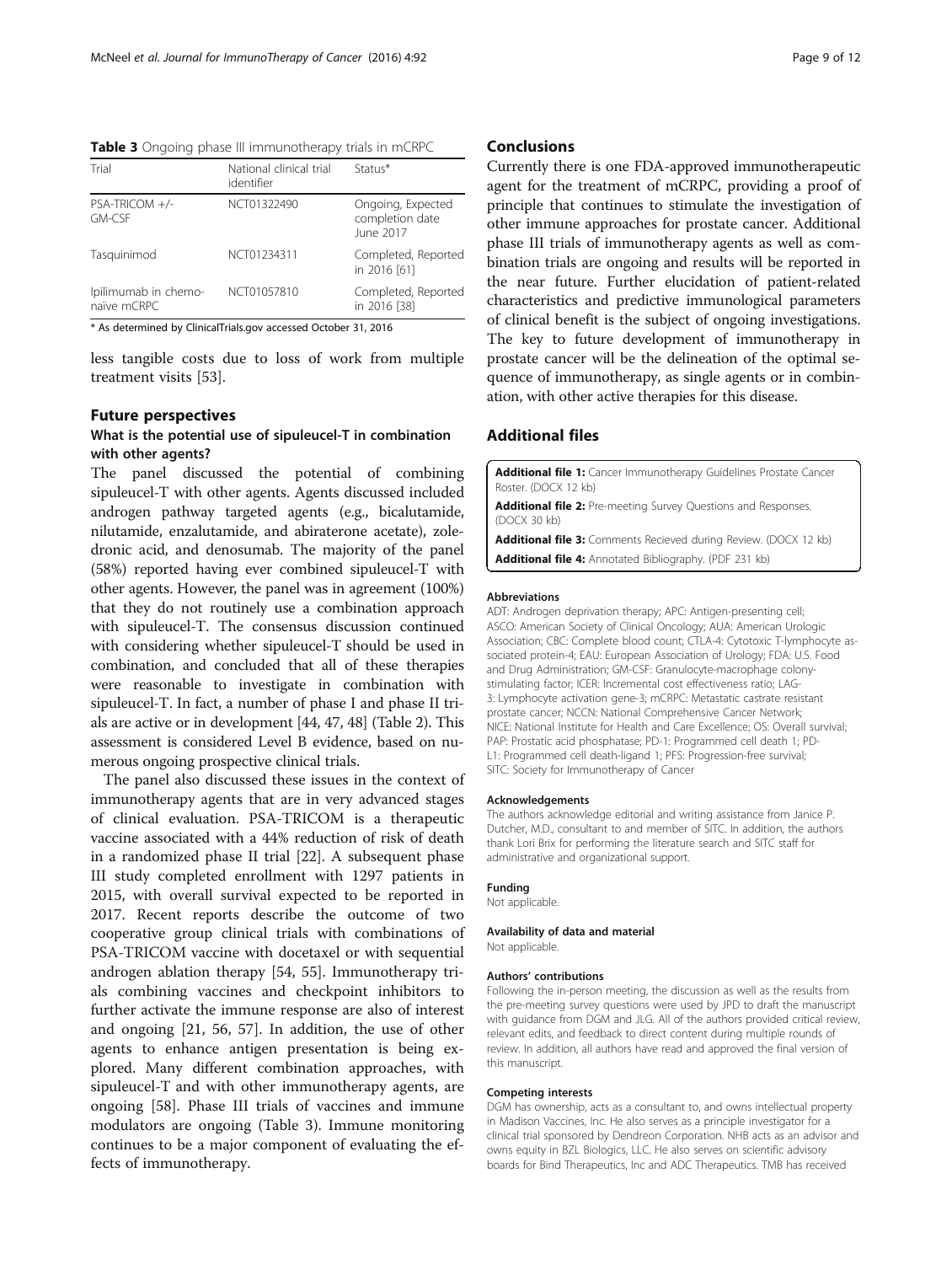**Table 3** Ongoing phase III immunotherapy trials in mCRPC

| Trial | National clinical trial identifier | Status* |
| --- | --- | --- |
| PSA-TRICOM +/- GM-CSF | NCT01322490 | Ongoing, Expected completion date June 2017 |
| Tasquinimod | NCT01234311 | Completed, Reported in 2016 [61] |
| Ipilimumab in chemo-naïve mCRPC | NCT01057810 | Completed, Reported in 2016 [38] |

\* As determined by ClinicalTrials.gov accessed October 31, 2016

less tangible costs due to loss of work from multiple treatment visits [53].

## Future perspectives

### What is the potential use of sipuleucel-T in combination with other agents?

The panel discussed the potential of combining sipuleucel-T with other agents. Agents discussed included androgen pathway targeted agents (e.g., bicalutamide, nilutamide, enzalutamide, and abiraterone acetate), zoledronic acid, and denosumab. The majority of the panel (58%) reported having ever combined sipuleucel-T with other agents. However, the panel was in agreement (100%) that they do not routinely use a combination approach with sipuleucel-T. The consensus discussion continued with considering whether sipuleucel-T should be used in combination, and concluded that all of these therapies were reasonable to investigate in combination with sipuleucel-T. In fact, a number of phase I and phase II trials are active or in development [44, 47, 48] (Table 2). This assessment is considered Level B evidence, based on numerous ongoing prospective clinical trials.

The panel also discussed these issues in the context of immunotherapy agents that are in very advanced stages of clinical evaluation. PSA-TRICOM is a therapeutic vaccine associated with a 44% reduction of risk of death in a randomized phase II trial [22]. A subsequent phase III study completed enrollment with 1297 patients in 2015, with overall survival expected to be reported in 2017. Recent reports describe the outcome of two cooperative group clinical trials with combinations of PSA-TRICOM vaccine with docetaxel or with sequential androgen ablation therapy [54, 55]. Immunotherapy trials combining vaccines and checkpoint inhibitors to further activate the immune response are also of interest and ongoing [21, 56, 57]. In addition, the use of other agents to enhance antigen presentation is being explored. Many different combination approaches, with sipuleucel-T and with other immunotherapy agents, are ongoing [58]. Phase III trials of vaccines and immune modulators are ongoing (Table 3). Immune monitoring continues to be a major component of evaluating the effects of immunotherapy.

## Conclusions

Currently there is one FDA-approved immunotherapeutic agent for the treatment of mCRPC, providing a proof of principle that continues to stimulate the investigation of other immune approaches for prostate cancer. Additional phase III trials of immunotherapy agents as well as combination trials are ongoing and results will be reported in the near future. Further elucidation of patient-related characteristics and predictive immunological parameters of clinical benefit is the subject of ongoing investigations. The key to future development of immunotherapy in prostate cancer will be the delineation of the optimal sequence of immunotherapy, as single agents or in combination, with other active therapies for this disease.

## Additional files

**Additional file 1:** Cancer Immunotherapy Guidelines Prostate Cancer Roster. (DOCX 12 kb)

**Additional file 2:** Pre-meeting Survey Questions and Responses. (DOCX 30 kb)

**Additional file 3:** Comments Recieved during Review. (DOCX 12 kb)

**Additional file 4:** Annotated Bibliography. (PDF 231 kb)

#### Abbreviations

ADT: Androgen deprivation therapy; APC: Antigen-presenting cell; ASCO: American Society of Clinical Oncology; AUA: American Urologic Association; CBC: Complete blood count; CTLA-4: Cytotoxic T-lymphocyte associated protein-4; EAU: European Association of Urology; FDA: U.S. Food and Drug Administration; GM-CSF: Granulocyte-macrophage colony-stimulating factor; ICER: Incremental cost effectiveness ratio; LAG-3: Lymphocyte activation gene-3; mCRPC: Metastatic castrate resistant prostate cancer; NCCN: National Comprehensive Cancer Network; NICE: National Institute for Health and Care Excellence; OS: Overall survival; PAP: Prostatic acid phosphatase; PD-1: Programmed cell death 1; PD-L1: Programmed cell death-ligand 1; PFS: Progression-free survival; SITC: Society for Immunotherapy of Cancer

#### Acknowledgements

The authors acknowledge editorial and writing assistance from Janice P. Dutcher, M.D., consultant to and member of SITC. In addition, the authors thank Lori Brix for performing the literature search and SITC staff for administrative and organizational support.

#### Funding

Not applicable.

#### Availability of data and material

Not applicable.

#### Authors' contributions

Following the in-person meeting, the discussion as well as the results from the pre-meeting survey questions were used by JPD to draft the manuscript with guidance from DGM and JLG. All of the authors provided critical review, relevant edits, and feedback to direct content during multiple rounds of review. In addition, all authors have read and approved the final version of this manuscript.

#### Competing interests

DGM has ownership, acts as a consultant to, and owns intellectual property in Madison Vaccines, Inc. He also serves as a principle investigator for a clinical trial sponsored by Dendreon Corporation. NHB acts as an advisor and owns equity in BZL Biologics, LLC. He also serves on scientific advisory boards for Bind Therapeutics, Inc and ADC Therapeutics. TMB has received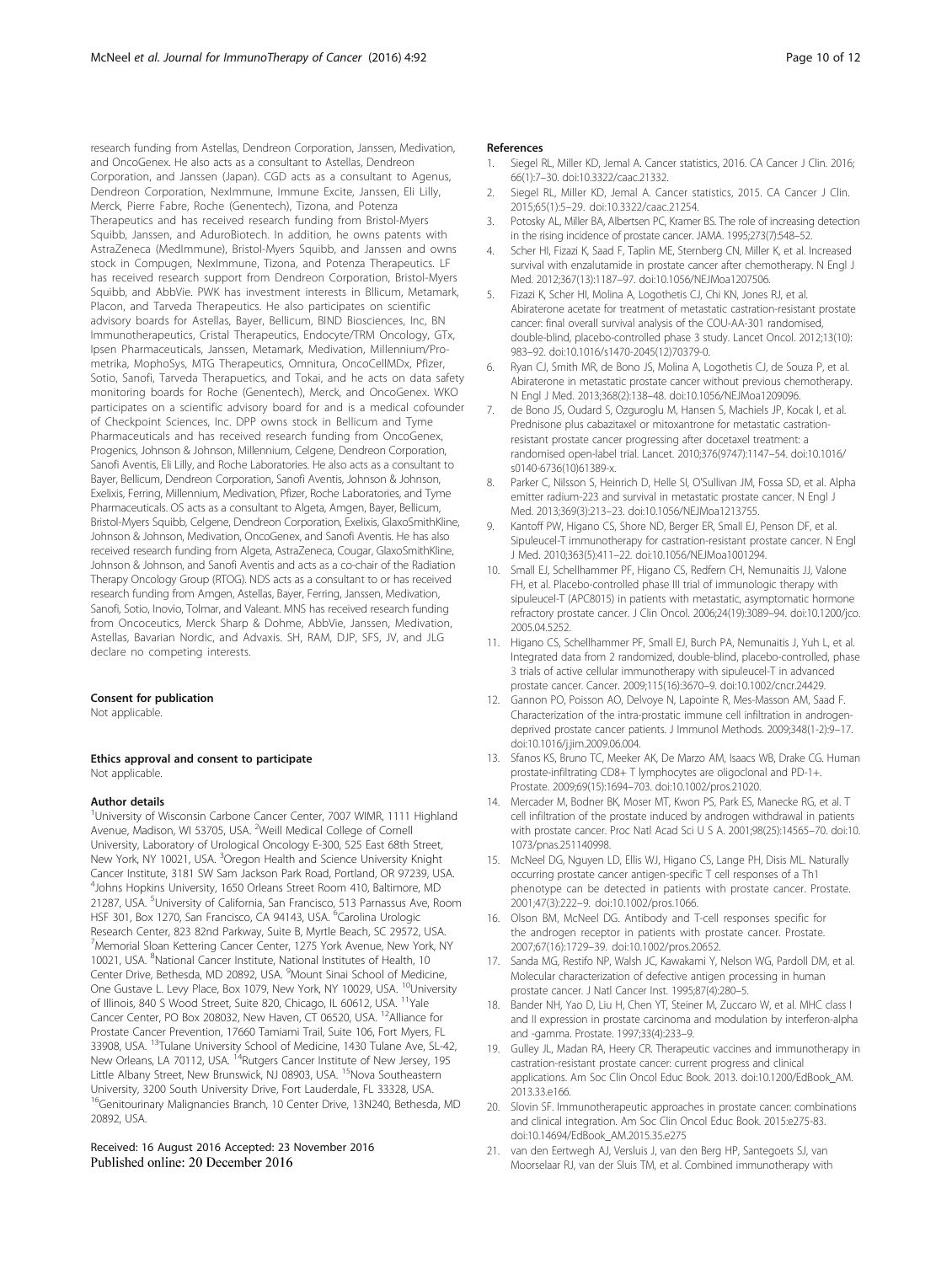research funding from Astellas, Dendreon Corporation, Janssen, Medivation, and OncoGenex. He also acts as a consultant to Astellas, Dendreon Corporation, and Janssen (Japan). CGD acts as a consultant to Agenus, Dendreon Corporation, NexImmune, Immune Excite, Janssen, Eli Lilly, Merck, Pierre Fabre, Roche (Genentech), Tizona, and Potenza Therapeutics and has received research funding from Bristol-Myers Squibb, Janssen, and AduroBiotech. In addition, he owns patents with AstraZeneca (MedImmune), Bristol-Myers Squibb, and Janssen and owns stock in Compugen, NexImmune, Tizona, and Potenza Therapeutics. LF has received research support from Dendreon Corporation, Bristol-Myers Squibb, and AbbVie. PWK has investment interests in Bllicum, Metamark, Placon, and Tarveda Therapeutics. He also participates on scientific advisory boards for Astellas, Bayer, Bellicum, BIND Biosciences, Inc, BN Immunotherapeutics, Cristal Therapeutics, Endocyte/TRM Oncology, GTx, Ipsen Pharmaceuticals, Janssen, Metamark, Medivation, Millennium/Prometrika, MophoSys, MTG Therapeutics, Omnitura, OncoCellMDx, Pfizer, Sotio, Sanofi, Tarveda Therapeutics, and Tokai, and he acts on data safety monitoring boards for Roche (Genentech), Merck, and OncoGenex. WKO participates on a scientific advisory board for and is a medical cofounder of Checkpoint Sciences, Inc. DPP owns stock in Bellicum and Tyme Pharmaceuticals and has received research funding from OncoGenex, Progenics, Johnson & Johnson, Millennium, Celgene, Dendreon Corporation, Sanofi Aventis, Eli Lilly, and Roche Laboratories. He also acts as a consultant to Bayer, Bellicum, Dendreon Corporation, Sanofi Aventis, Johnson & Johnson, Exelixis, Ferring, Millennium, Medivation, Pfizer, Roche Laboratories, and Tyme Pharmaceuticals. OS acts as a consultant to Algeta, Amgen, Bayer, Bellicum, Bristol-Myers Squibb, Celgene, Dendreon Corporation, Exelixis, GlaxoSmithKline, Johnson & Johnson, Medivation, OncoGenex, and Sanofi Aventis. He has also received research funding from Algeta, AstraZeneca, Cougar, GlaxoSmithKline, Johnson & Johnson, and Sanofi Aventis and acts as a co-chair of the Radiation Therapy Oncology Group (RTOG). NDS acts as a consultant to or has received research funding from Amgen, Astellas, Bayer, Ferring, Janssen, Medivation, Sanofi, Sotio, Inovio, Tolmar, and Valeant. MNS has received research funding from Oncoceutics, Merck Sharp & Dohme, AbbVie, Janssen, Medivation, Astellas, Bavarian Nordic, and Advaxis. SH, RAM, DJP, SFS, JV, and JLG declare no competing interests.

#### Consent for publication
Not applicable.

#### Ethics approval and consent to participate
Not applicable.

#### Author details
[1]University of Wisconsin Carbone Cancer Center, 7007 WIMR, 1111 Highland Avenue, Madison, WI 53705, USA. [2]Weill Medical College of Cornell University, Laboratory of Urological Oncology E-300, 525 East 68th Street, New York, NY 10021, USA. [3]Oregon Health and Science University Knight Cancer Institute, 3181 SW Sam Jackson Park Road, Portland, OR 97239, USA. [4]Johns Hopkins University, 1650 Orleans Street Room 410, Baltimore, MD 21287, USA. [5]University of California, San Francisco, 513 Parnassus Ave, Room HSF 301, Box 1270, San Francisco, CA 94143, USA. [6]Carolina Urologic Research Center, 823 82nd Parkway, Suite B, Myrtle Beach, SC 29572, USA. [7]Memorial Sloan Kettering Cancer Center, 1275 York Avenue, New York, NY 10021, USA. [8]National Cancer Institute, National Institutes of Health, 10 Center Drive, Bethesda, MD 20892, USA. [9]Mount Sinai School of Medicine, One Gustave L. Levy Place, Box 1079, New York, NY 10029, USA. [10]University of Illinois, 840 S Wood Street, Suite 820, Chicago, IL 60612, USA. [11]Yale Cancer Center, PO Box 208032, New Haven, CT 06520, USA. [12]Alliance for Prostate Cancer Prevention, 17660 Tamiami Trail, Suite 106, Fort Myers, FL 33908, USA. [13]Tulane University School of Medicine, 1430 Tulane Ave, SL-42, New Orleans, LA 70112, USA. [14]Rutgers Cancer Institute of New Jersey, 195 Little Albany Street, New Brunswick, NJ 08903, USA. [15]Nova Southeastern University, 3200 South University Drive, Fort Lauderdale, FL 33328, USA. [16]Genitourinary Malignancies Branch, 10 Center Drive, 13N240, Bethesda, MD 20892, USA.

Received: 16 August 2016 Accepted: 23 November 2016
Published online: 20 December 2016

#### References
1. Siegel RL, Miller KD, Jemal A. Cancer statistics, 2016. CA Cancer J Clin. 2016; 66(1):7–30. doi:10.3322/caac.21332.
2. Siegel RL, Miller KD, Jemal A. Cancer statistics, 2015. CA Cancer J Clin. 2015;65(1):5–29. doi:10.3322/caac.21254.
3. Potosky AL, Miller BA, Albertsen PC, Kramer BS. The role of increasing detection in the rising incidence of prostate cancer. JAMA. 1995;273(7):548–52.
4. Scher HI, Fizazi K, Saad F, Taplin ME, Sternberg CN, Miller K, et al. Increased survival with enzalutamide in prostate cancer after chemotherapy. N Engl J Med. 2012;367(13):1187–97. doi:10.1056/NEJMoa1207506.
5. Fizazi K, Scher HI, Molina A, Logothetis CJ, Chi KN, Jones RJ, et al. Abiraterone acetate for treatment of metastatic castration-resistant prostate cancer: final overall survival analysis of the COU-AA-301 randomised, double-blind, placebo-controlled phase 3 study. Lancet Oncol. 2012;13(10): 983–92. doi:10.1016/s1470-2045(12)70379-0.
6. Ryan CJ, Smith MR, de Bono JS, Molina A, Logothetis CJ, de Souza P, et al. Abiraterone in metastatic prostate cancer without previous chemotherapy. N Engl J Med. 2013;368(2):138–48. doi:10.1056/NEJMoa1209096.
7. de Bono JS, Oudard S, Ozguroglu M, Hansen S, Machiels JP, Kocak I, et al. Prednisone plus cabazitaxel or mitoxantrone for metastatic castration-resistant prostate cancer progressing after docetaxel treatment: a randomised open-label trial. Lancet. 2010;376(9747):1147–54. doi:10.1016/s0140-6736(10)61389-x.
8. Parker C, Nilsson S, Heinrich D, Helle SI, O'Sullivan JM, Fossa SD, et al. Alpha emitter radium-223 and survival in metastatic prostate cancer. N Engl J Med. 2013;369(3):213–23. doi:10.1056/NEJMoa1213755.
9. Kantoff PW, Higano CS, Shore ND, Berger ER, Small EJ, Penson DF, et al. Sipuleucel-T immunotherapy for castration-resistant prostate cancer. N Engl J Med. 2010;363(5):411–22. doi:10.1056/NEJMoa1001294.
10. Small EJ, Schellhammer PF, Higano CS, Redfern CH, Nemunaitis JJ, Valone FH, et al. Placebo-controlled phase III trial of immunologic therapy with sipuleucel-T (APC8015) in patients with metastatic, asymptomatic hormone refractory prostate cancer. J Clin Oncol. 2006;24(19):3089–94. doi:10.1200/jco.2005.04.5252.
11. Higano CS, Schellhammer PF, Small EJ, Burch PA, Nemunaitis J, Yuh L, et al. Integrated data from 2 randomized, double-blind, placebo-controlled, phase 3 trials of active cellular immunotherapy with sipuleucel-T in advanced prostate cancer. Cancer. 2009;115(16):3670–9. doi:10.1002/cncr.24429.
12. Gannon PO, Poisson AO, Delvoye N, Lapointe R, Mes-Masson AM, Saad F. Characterization of the intra-prostatic immune cell infiltration in androgen-deprived prostate cancer patients. J Immunol Methods. 2009;348(1-2):9–17. doi:10.1016/j.jim.2009.06.004.
13. Sfanos KS, Bruno TC, Meeker AK, De Marzo AM, Isaacs WB, Drake CG. Human prostate-infiltrating CD8+ T lymphocytes are oligoclonal and PD-1+. Prostate. 2009;69(15):1694–703. doi:10.1002/pros.21020.
14. Mercader M, Bodner BK, Moser MT, Kwon PS, Park ES, Manecke RG, et al. T cell infiltration of the prostate induced by androgen withdrawal in patients with prostate cancer. Proc Natl Acad Sci U S A. 2001;98(25):14565–70. doi:10.1073/pnas.251140998.
15. McNeel DG, Nguyen LD, Ellis WJ, Higano CS, Lange PH, Disis ML. Naturally occurring prostate cancer antigen-specific T cell responses of a Th1 phenotype can be detected in patients with prostate cancer. Prostate. 2001;47(3):222–9. doi:10.1002/pros.1066.
16. Olson BM, McNeel DG. Antibody and T-cell responses specific for the androgen receptor in patients with prostate cancer. Prostate. 2007;67(16):1729–39. doi:10.1002/pros.20652.
17. Sanda MG, Restifo NP, Walsh JC, Kawakami Y, Nelson WG, Pardoll DM, et al. Molecular characterization of defective antigen processing in human prostate cancer. J Natl Cancer Inst. 1995;87(4):280–5.
18. Bander NH, Yao D, Liu H, Chen YT, Steiner M, Zuccaro W, et al. MHC class I and II expression in prostate carcinoma and modulation by interferon-alpha and -gamma. Prostate. 1997;33(4):233–9.
19. Gulley JL, Madan RA, Heery CR. Therapeutic vaccines and immunotherapy in castration-resistant prostate cancer: current progress and clinical applications. Am Soc Clin Oncol Educ Book. 2013. doi:10.1200/EdBook_AM.2013.33.e166.
20. Slovin SF. Immunotherapeutic approaches in prostate cancer: combinations and clinical integration. Am Soc Clin Oncol Educ Book. 2015:e275-83. doi:10.14694/EdBook_AM.2015.35.e275
21. van den Eertwegh AJ, Versluis J, van den Berg HP, Santegoets SJ, van Moorselaar RJ, van der Sluis TM, et al. Combined immunotherapy with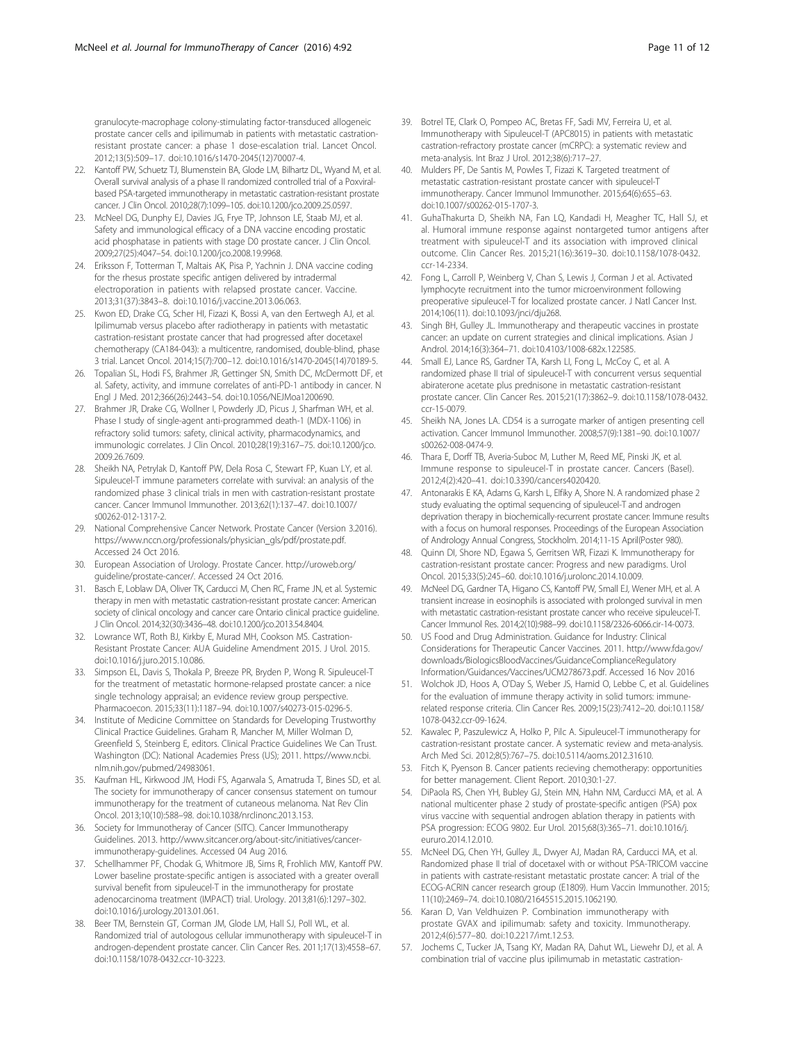granulocyte-macrophage colony-stimulating factor-transduced allogeneic prostate cancer cells and ipilimumab in patients with metastatic castration-resistant prostate cancer: a phase 1 dose-escalation trial. Lancet Oncol. 2012;13(5):509–17. doi:10.1016/s1470-2045(12)70007-4.

22. Kantoff PW, Schuetz TJ, Blumenstein BA, Glode LM, Bilhartz DL, Wyand M, et al. Overall survival analysis of a phase II randomized controlled trial of a Poxviral-based PSA-targeted immunotherapy in metastatic castration-resistant prostate cancer. J Clin Oncol. 2010;28(7):1099–105. doi:10.1200/jco.2009.25.0597.
23. McNeel DG, Dunphy EJ, Davies JG, Frye TP, Johnson LE, Staab MJ, et al. Safety and immunological efficacy of a DNA vaccine encoding prostatic acid phosphatase in patients with stage D0 prostate cancer. J Clin Oncol. 2009;27(25):4047–54. doi:10.1200/jco.2008.19.9968.
24. Eriksson F, Totterman T, Maltais AK, Pisa P, Yachnin J. DNA vaccine coding for the rhesus prostate specific antigen delivered by intradermal electroporation in patients with relapsed prostate cancer. Vaccine. 2013;31(37):3843–8. doi:10.1016/j.vaccine.2013.06.063.
25. Kwon ED, Drake CG, Scher HI, Fizazi K, Bossi A, van den Eertwegh AJ, et al. Ipilimumab versus placebo after radiotherapy in patients with metastatic castration-resistant prostate cancer that had progressed after docetaxel chemotherapy (CA184-043): a multicentre, randomised, double-blind, phase 3 trial. Lancet Oncol. 2014;15(7):700–12. doi:10.1016/s1470-2045(14)70189-5.
26. Topalian SL, Hodi FS, Brahmer JR, Gettinger SN, Smith DC, McDermott DF, et al. Safety, activity, and immune correlates of anti-PD-1 antibody in cancer. N Engl J Med. 2012;366(26):2443–54. doi:10.1056/NEJMoa1200690.
27. Brahmer JR, Drake CG, Wollner I, Powderly JD, Picus J, Sharfman WH, et al. Phase I study of single-agent anti-programmed death-1 (MDX-1106) in refractory solid tumors: safety, clinical activity, pharmacodynamics, and immunologic correlates. J Clin Oncol. 2010;28(19):3167–75. doi:10.1200/jco.2009.26.7609.
28. Sheikh NA, Petrylak D, Kantoff PW, Dela Rosa C, Stewart FP, Kuan LY, et al. Sipuleucel-T immune parameters correlate with survival: an analysis of the randomized phase 3 clinical trials in men with castration-resistant prostate cancer. Cancer Immunol Immunother. 2013;62(1):137–47. doi:10.1007/s00262-012-1317-2.
29. National Comprehensive Cancer Network. Prostate Cancer (Version 3.2016). https://www.nccn.org/professionals/physician_gls/pdf/prostate.pdf. Accessed 24 Oct 2016.
30. European Association of Urology. Prostate Cancer. http://uroweb.org/guideline/prostate-cancer/. Accessed 24 Oct 2016.
31. Basch E, Loblaw DA, Oliver TK, Carducci M, Chen RC, Frame JN, et al. Systemic therapy in men with metastatic castration-resistant prostate cancer: American society of clinical oncology and cancer care Ontario clinical practice guideline. J Clin Oncol. 2014;32(30):3436–48. doi:10.1200/jco.2013.54.8404.
32. Lowrance WT, Roth BJ, Kirkby E, Murad MH, Cookson MS. Castration-Resistant Prostate Cancer: AUA Guideline Amendment 2015. J Urol. 2015. doi:10.1016/j.juro.2015.10.086.
33. Simpson EL, Davis S, Thokala P, Breeze PR, Bryden P, Wong R. Sipuleucel-T for the treatment of metastatic hormone-relapsed prostate cancer: a nice single technology appraisal; an evidence review group perspective. Pharmacoecon. 2015;33(11):1187–94. doi:10.1007/s40273-015-0296-5.
34. Institute of Medicine Committee on Standards for Developing Trustworthy Clinical Practice Guidelines. Graham R, Mancher M, Miller Wolman D, Greenfield S, Steinberg E, editors. Clinical Practice Guidelines We Can Trust. Washington (DC): National Academies Press (US); 2011. https://www.ncbi.nlm.nih.gov/pubmed/24983061.
35. Kaufman HL, Kirkwood JM, Hodi FS, Agarwala S, Amatruda T, Bines SD, et al. The society for immunotherapy of cancer consensus statement on tumour immunotherapy for the treatment of cutaneous melanoma. Nat Rev Clin Oncol. 2013;10(10):588–98. doi:10.1038/nrclinonc.2013.153.
36. Society for Immunotherapy of Cancer (SITC). Cancer Immunotherapy Guidelines. 2013. http://www.sitcancer.org/about-sitc/initiatives/cancer-immunotherapy-guidelines. Accessed 04 Aug 2016.
37. Schellhammer PF, Chodak G, Whitmore JB, Sims R, Frohlich MW, Kantoff PW. Lower baseline prostate-specific antigen is associated with a greater overall survival benefit from sipuleucel-T in the immunotherapy for prostate adenocarcinoma treatment (IMPACT) trial. Urology. 2013;81(6):1297–302. doi:10.1016/j.urology.2013.01.061.
38. Beer TM, Bernstein GT, Corman JM, Glode LM, Hall SJ, Poll WL, et al. Randomized trial of autologous cellular immunotherapy with sipuleucel-T in androgen-dependent prostate cancer. Clin Cancer Res. 2011;17(13):4558–67. doi:10.1158/1078-0432.ccr-10-3223.
39. Botrel TE, Clark O, Pompeo AC, Bretas FF, Sadi MV, Ferreira U, et al. Immunotherapy with Sipuleucel-T (APC8015) in patients with metastatic castration-refractory prostate cancer (mCRPC): a systematic review and meta-analysis. Int Braz J Urol. 2012;38(6):717–27.
40. Mulders PF, De Santis M, Powles T, Fizazi K. Targeted treatment of metastatic castration-resistant prostate cancer with sipuleucel-T immunotherapy. Cancer Immunol Immunother. 2015;64(6):655–63. doi:10.1007/s00262-015-1707-3.
41. GuhaThakurta D, Sheikh NA, Fan LQ, Kandadi H, Meagher TC, Hall SJ, et al. Humoral immune response against nontargeted tumor antigens after treatment with sipuleucel-T and its association with improved clinical outcome. Clin Cancer Res. 2015;21(16):3619–30. doi:10.1158/1078-0432.ccr-14-2334.
42. Fong L, Carroll P, Weinberg V, Chan S, Lewis J, Corman J et al. Activated lymphocyte recruitment into the tumor microenvironment following preoperative sipuleucel-T for localized prostate cancer. J Natl Cancer Inst. 2014;106(11). doi:10.1093/jnci/dju268.
43. Singh BH, Gulley JL. Immunotherapy and therapeutic vaccines in prostate cancer: an update on current strategies and clinical implications. Asian J Androl. 2014;16(3):364–71. doi:10.4103/1008-682x.122585.
44. Small EJ, Lance RS, Gardner TA, Karsh LI, Fong L, McCoy C, et al. A randomized phase II trial of sipuleucel-T with concurrent versus sequential abiraterone acetate plus prednisone in metastatic castration-resistant prostate cancer. Clin Cancer Res. 2015;21(17):3862–9. doi:10.1158/1078-0432.ccr-15-0079.
45. Sheikh NA, Jones LA. CD54 is a surrogate marker of antigen presenting cell activation. Cancer Immunol Immunother. 2008;57(9):1381–90. doi:10.1007/s00262-008-0474-9.
46. Thara E, Dorff TB, Averia-Suboc M, Luther M, Reed ME, Pinski JK, et al. Immune response to sipuleucel-T in prostate cancer. Cancers (Basel). 2012;4(2):420–41. doi:10.3390/cancers4020420.
47. Antonarakis E KA, Adams G, Karsh L, Elfiky A, Shore N. A randomized phase 2 study evaluating the optimal sequencing of sipuleucel-T and androgen deprivation therapy in biochemically-recurrent prostate cancer: Immune results with a focus on humoral responses. Proceedings of the European Association of Andrology Annual Congress, Stockholm. 2014;11-15 April(Poster 980).
48. Quinn DI, Shore ND, Egawa S, Gerritsen WR, Fizazi K. Immunotherapy for castration-resistant prostate cancer: Progress and new paradigms. Urol Oncol. 2015;33(5):245–60. doi:10.1016/j.urolonc.2014.10.009.
49. McNeel DG, Gardner TA, Higano CS, Kantoff PW, Small EJ, Wener MH, et al. A transient increase in eosinophils is associated with prolonged survival in men with metastatic castration-resistant prostate cancer who receive sipuleucel-T. Cancer Immunol Res. 2014;2(10):988–99. doi:10.1158/2326-6066.cir-14-0073.
50. US Food and Drug Administration. Guidance for Industry: Clinical Considerations for Therapeutic Cancer Vaccines. 2011. http://www.fda.gov/downloads/BiologicsBloodVaccines/GuidanceComplianceRegulatoryInformation/Guidances/Vaccines/UCM278673.pdf. Accessed 16 Nov 2016
51. Wolchok JD, Hoos A, O'Day S, Weber JS, Hamid O, Lebbe C, et al. Guidelines for the evaluation of immune therapy activity in solid tumors: immune-related response criteria. Clin Cancer Res. 2009;15(23):7412–20. doi:10.1158/1078-0432.ccr-09-1624.
52. Kawalec P, Paszulewicz A, Holko P, Pilc A. Sipuleucel-T immunotherapy for castration-resistant prostate cancer. A systematic review and meta-analysis. Arch Med Sci. 2012;8(5):767–75. doi:10.5114/aoms.2012.31610.
53. Fitch K, Pyenson B. Cancer patients recieving chemotherapy: opportunities for better management. Client Report. 2010;30:1-27.
54. DiPaola RS, Chen YH, Bubley GJ, Stein MN, Hahn NM, Carducci MA, et al. A national multicenter phase 2 study of prostate-specific antigen (PSA) pox virus vaccine with sequential androgen ablation therapy in patients with PSA progression: ECOG 9802. Eur Urol. 2015;68(3):365–71. doi:10.1016/j.eururo.2014.12.010.
55. McNeel DG, Chen YH, Gulley JL, Dwyer AJ, Madan RA, Carducci MA, et al. Randomized phase II trial of docetaxel with or without PSA-TRICOM vaccine in patients with castrate-resistant metastatic prostate cancer: A trial of the ECOG-ACRIN cancer research group (E1809). Hum Vaccin Immunother. 2015;11(10):2469–74. doi:10.1080/21645515.2015.1062190.
56. Karan D, Van Veldhuizen P. Combination immunotherapy with prostate GVAX and ipilimumab: safety and toxicity. Immunotherapy. 2012;4(6):577–80. doi:10.2217/imt.12.53.
57. Jochems C, Tucker JA, Tsang KY, Madan RA, Dahut WL, Liewehr DJ, et al. A combination trial of vaccine plus ipilimumab in metastatic castration-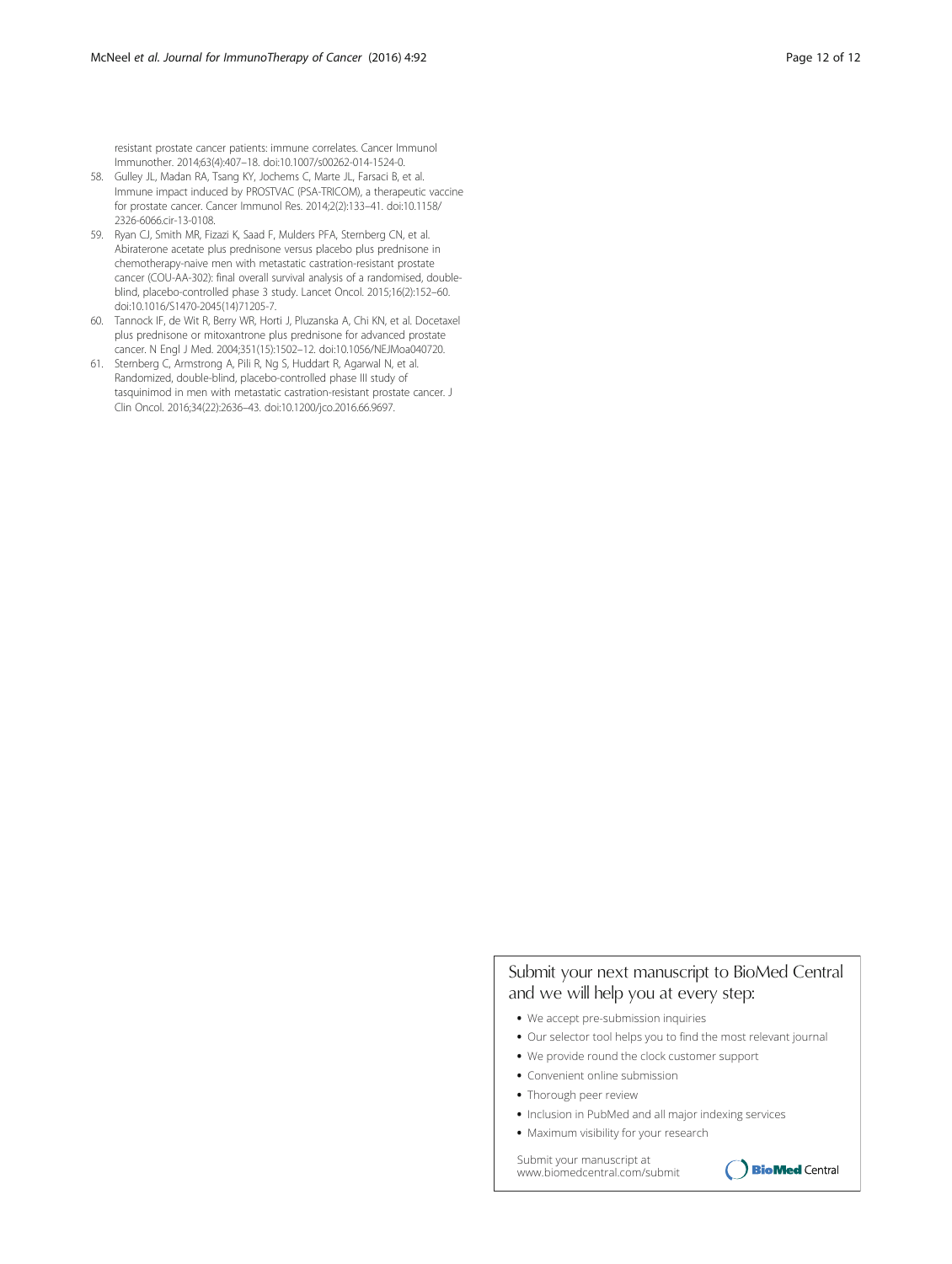resistant prostate cancer patients: immune correlates. Cancer Immunol Immunother. 2014;63(4):407–18. doi:10.1007/s00262-014-1524-0.

58. Gulley JL, Madan RA, Tsang KY, Jochems C, Marte JL, Farsaci B, et al. Immune impact induced by PROSTVAC (PSA-TRICOM), a therapeutic vaccine for prostate cancer. Cancer Immunol Res. 2014;2(2):133–41. doi:10.1158/2326-6066.cir-13-0108.
59. Ryan CJ, Smith MR, Fizazi K, Saad F, Mulders PFA, Sternberg CN, et al. Abiraterone acetate plus prednisone versus placebo plus prednisone in chemotherapy-naive men with metastatic castration-resistant prostate cancer (COU-AA-302): final overall survival analysis of a randomised, double-blind, placebo-controlled phase 3 study. Lancet Oncol. 2015;16(2):152–60. doi:10.1016/S1470-2045(14)71205-7.
60. Tannock IF, de Wit R, Berry WR, Horti J, Pluzanska A, Chi KN, et al. Docetaxel plus prednisone or mitoxantrone plus prednisone for advanced prostate cancer. N Engl J Med. 2004;351(15):1502–12. doi:10.1056/NEJMoa040720.
61. Sternberg C, Armstrong A, Pili R, Ng S, Huddart R, Agarwal N, et al. Randomized, double-blind, placebo-controlled phase III study of tasquinimod in men with metastatic castration-resistant prostate cancer. J Clin Oncol. 2016;34(22):2636–43. doi:10.1200/jco.2016.66.9697.

Submit your next manuscript to BioMed Central and we will help you at every step:

- We accept pre-submission inquiries
- Our selector tool helps you to find the most relevant journal
- We provide round the clock customer support
- Convenient online submission
- Thorough peer review
- Inclusion in PubMed and all major indexing services
- Maximum visibility for your research

Submit your manuscript at
www.biomedcentral.com/submit

BioMed Central